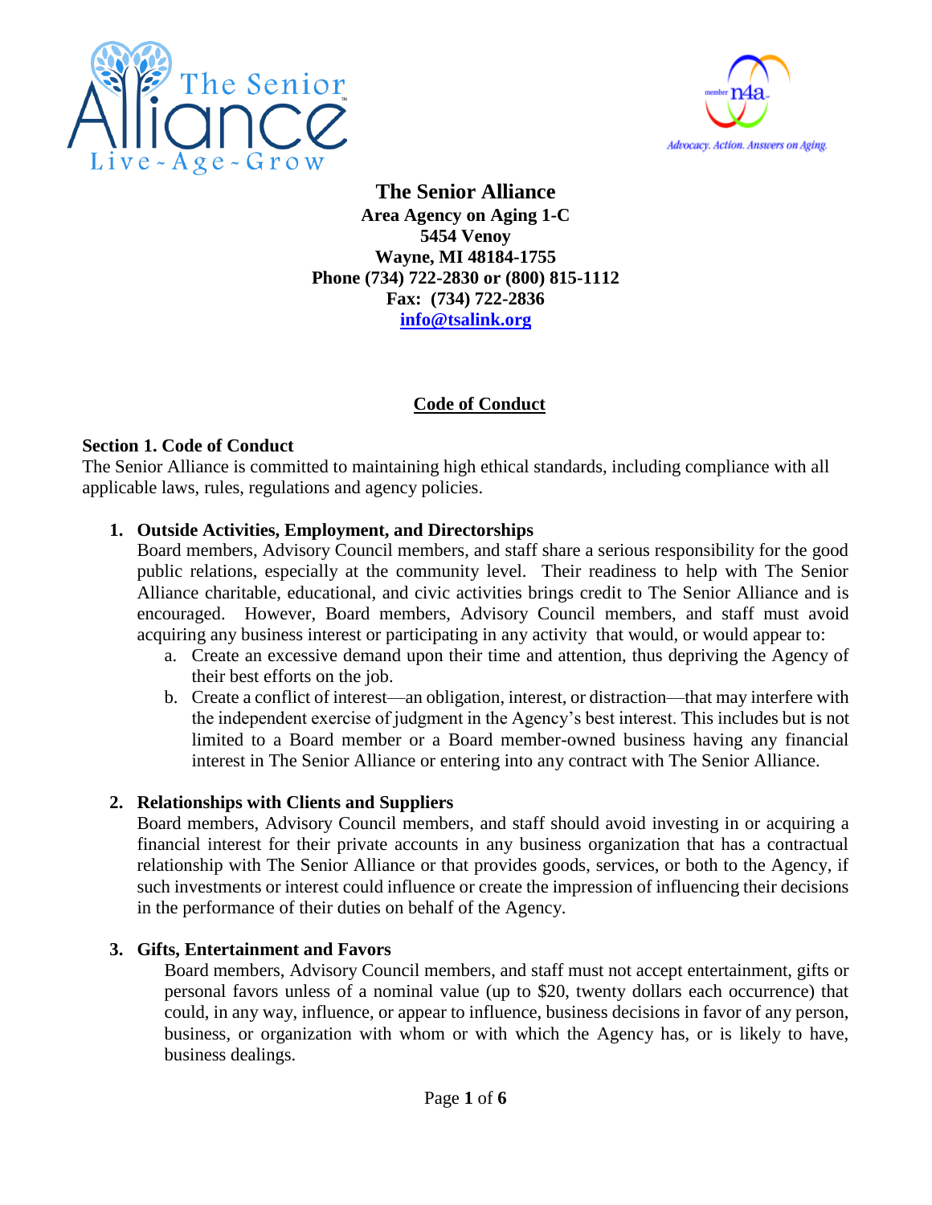**The Senior Alliance**
**Area Agency on Aging 1-C**
**5454 Venoy**
**Wayne, MI 48184-1755**
**Phone (734) 722-2830 or (800) 815-1112**
**Fax: (734) 722-2836**
**info@tsalink.org**

# Code of Conduct

## Section 1. Code of Conduct

The Senior Alliance is committed to maintaining high ethical standards, including compliance with all applicable laws, rules, regulations and agency policies.

1. **Outside Activities, Employment, and Directorships**
   Board members, Advisory Council members, and staff share a serious responsibility for the good public relations, especially at the community level. Their readiness to help with The Senior Alliance charitable, educational, and civic activities brings credit to The Senior Alliance and is encouraged. However, Board members, Advisory Council members, and staff must avoid acquiring any business interest or participating in any activity that would, or would appear to:
   a. Create an excessive demand upon their time and attention, thus depriving the Agency of their best efforts on the job.
   b. Create a conflict of interest—an obligation, interest, or distraction—that may interfere with the independent exercise of judgment in the Agency's best interest. This includes but is not limited to a Board member or a Board member-owned business having any financial interest in The Senior Alliance or entering into any contract with The Senior Alliance.

2. **Relationships with Clients and Suppliers**
   Board members, Advisory Council members, and staff should avoid investing in or acquiring a financial interest for their private accounts in any business organization that has a contractual relationship with The Senior Alliance or that provides goods, services, or both to the Agency, if such investments or interest could influence or create the impression of influencing their decisions in the performance of their duties on behalf of the Agency.

3. **Gifts, Entertainment and Favors**
   Board members, Advisory Council members, and staff must not accept entertainment, gifts or personal favors unless of a nominal value (up to $20, twenty dollars each occurrence) that could, in any way, influence, or appear to influence, business decisions in favor of any person, business, or organization with whom or with which the Agency has, or is likely to have, business dealings.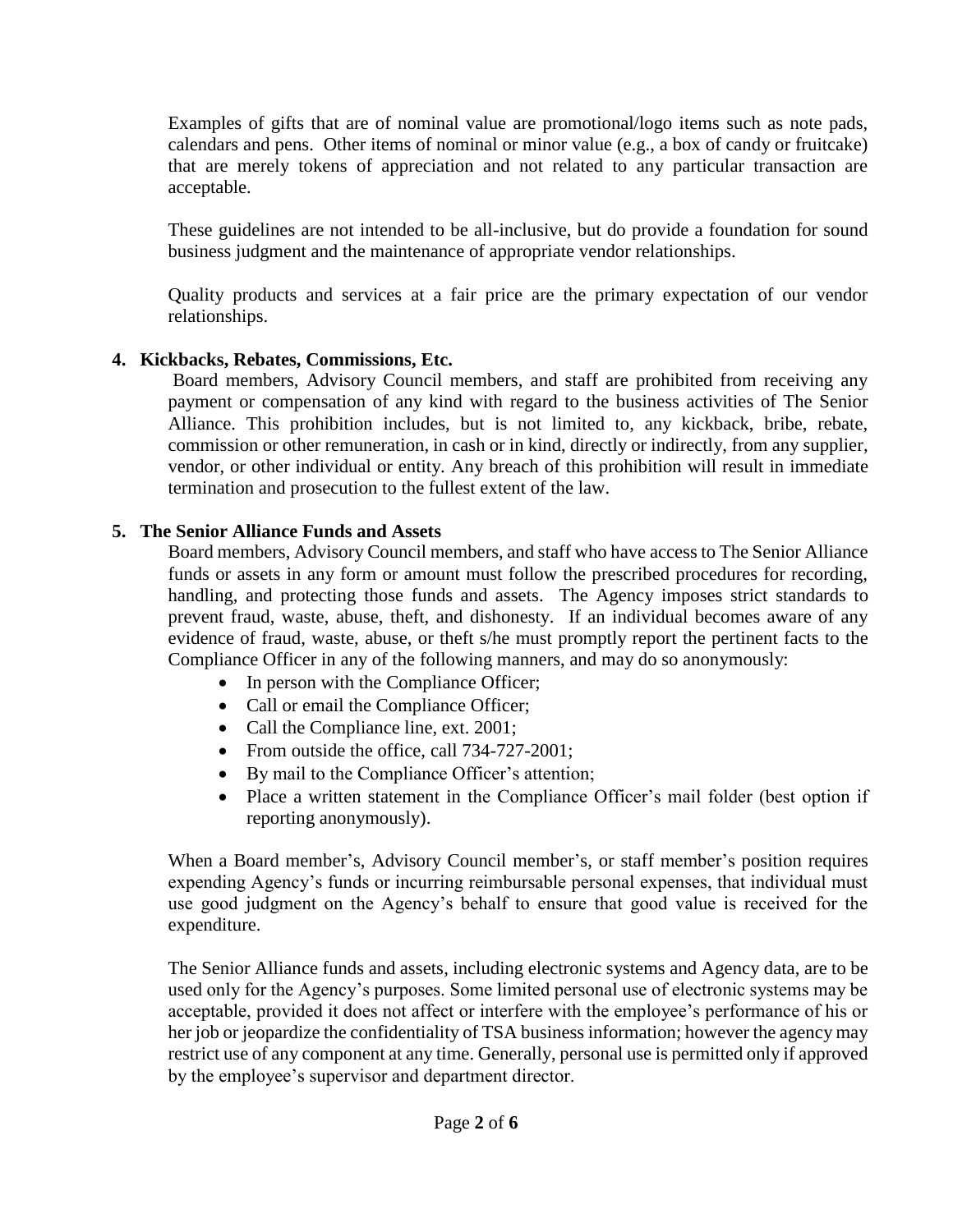Examples of gifts that are of nominal value are promotional/logo items such as note pads, calendars and pens. Other items of nominal or minor value (e.g., a box of candy or fruitcake) that are merely tokens of appreciation and not related to any particular transaction are acceptable.

These guidelines are not intended to be all-inclusive, but do provide a foundation for sound business judgment and the maintenance of appropriate vendor relationships.

Quality products and services at a fair price are the primary expectation of our vendor relationships.

## 4. Kickbacks, Rebates, Commissions, Etc.

Board members, Advisory Council members, and staff are prohibited from receiving any payment or compensation of any kind with regard to the business activities of The Senior Alliance. This prohibition includes, but is not limited to, any kickback, bribe, rebate, commission or other remuneration, in cash or in kind, directly or indirectly, from any supplier, vendor, or other individual or entity. Any breach of this prohibition will result in immediate termination and prosecution to the fullest extent of the law.

## 5. The Senior Alliance Funds and Assets

Board members, Advisory Council members, and staff who have access to The Senior Alliance funds or assets in any form or amount must follow the prescribed procedures for recording, handling, and protecting those funds and assets. The Agency imposes strict standards to prevent fraud, waste, abuse, theft, and dishonesty. If an individual becomes aware of any evidence of fraud, waste, abuse, or theft s/he must promptly report the pertinent facts to the Compliance Officer in any of the following manners, and may do so anonymously:

- In person with the Compliance Officer;
- Call or email the Compliance Officer;
- Call the Compliance line, ext. 2001;
- From outside the office, call 734-727-2001;
- By mail to the Compliance Officer's attention;
- Place a written statement in the Compliance Officer's mail folder (best option if reporting anonymously).

When a Board member's, Advisory Council member's, or staff member's position requires expending Agency's funds or incurring reimbursable personal expenses, that individual must use good judgment on the Agency's behalf to ensure that good value is received for the expenditure.

The Senior Alliance funds and assets, including electronic systems and Agency data, are to be used only for the Agency's purposes. Some limited personal use of electronic systems may be acceptable, provided it does not affect or interfere with the employee's performance of his or her job or jeopardize the confidentiality of TSA business information; however the agency may restrict use of any component at any time. Generally, personal use is permitted only if approved by the employee's supervisor and department director.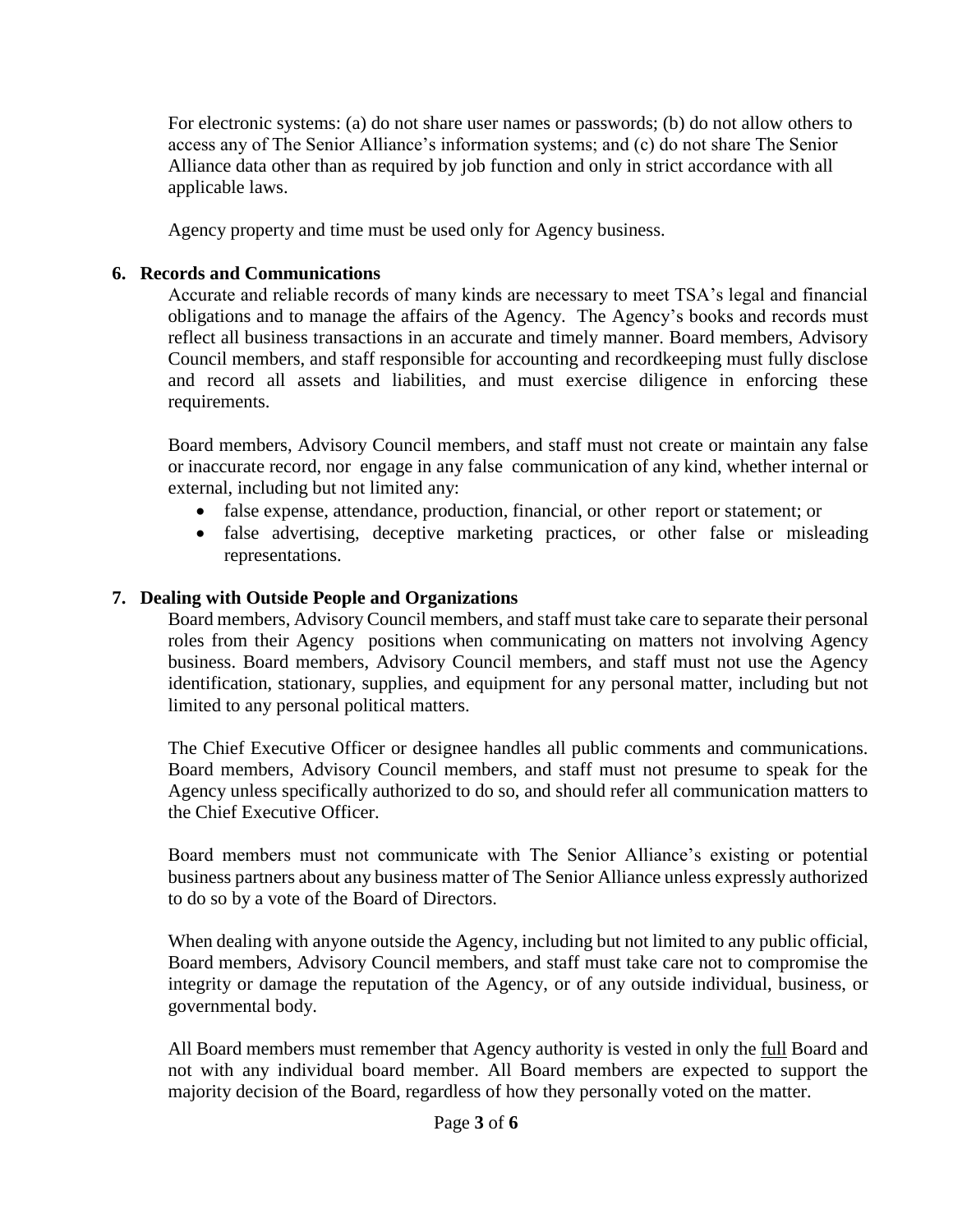For electronic systems: (a) do not share user names or passwords; (b) do not allow others to access any of The Senior Alliance's information systems; and (c) do not share The Senior Alliance data other than as required by job function and only in strict accordance with all applicable laws.

Agency property and time must be used only for Agency business.

## 6. Records and Communications

Accurate and reliable records of many kinds are necessary to meet TSA's legal and financial obligations and to manage the affairs of the Agency. The Agency's books and records must reflect all business transactions in an accurate and timely manner. Board members, Advisory Council members, and staff responsible for accounting and recordkeeping must fully disclose and record all assets and liabilities, and must exercise diligence in enforcing these requirements.

Board members, Advisory Council members, and staff must not create or maintain any false or inaccurate record, nor engage in any false communication of any kind, whether internal or external, including but not limited any:

- false expense, attendance, production, financial, or other report or statement; or
- false advertising, deceptive marketing practices, or other false or misleading representations.

## 7. Dealing with Outside People and Organizations

Board members, Advisory Council members, and staff must take care to separate their personal roles from their Agency positions when communicating on matters not involving Agency business. Board members, Advisory Council members, and staff must not use the Agency identification, stationary, supplies, and equipment for any personal matter, including but not limited to any personal political matters.

The Chief Executive Officer or designee handles all public comments and communications. Board members, Advisory Council members, and staff must not presume to speak for the Agency unless specifically authorized to do so, and should refer all communication matters to the Chief Executive Officer.

Board members must not communicate with The Senior Alliance's existing or potential business partners about any business matter of The Senior Alliance unless expressly authorized to do so by a vote of the Board of Directors.

When dealing with anyone outside the Agency, including but not limited to any public official, Board members, Advisory Council members, and staff must take care not to compromise the integrity or damage the reputation of the Agency, or of any outside individual, business, or governmental body.

All Board members must remember that Agency authority is vested in only the <u>full</u> Board and not with any individual board member. All Board members are expected to support the majority decision of the Board, regardless of how they personally voted on the matter.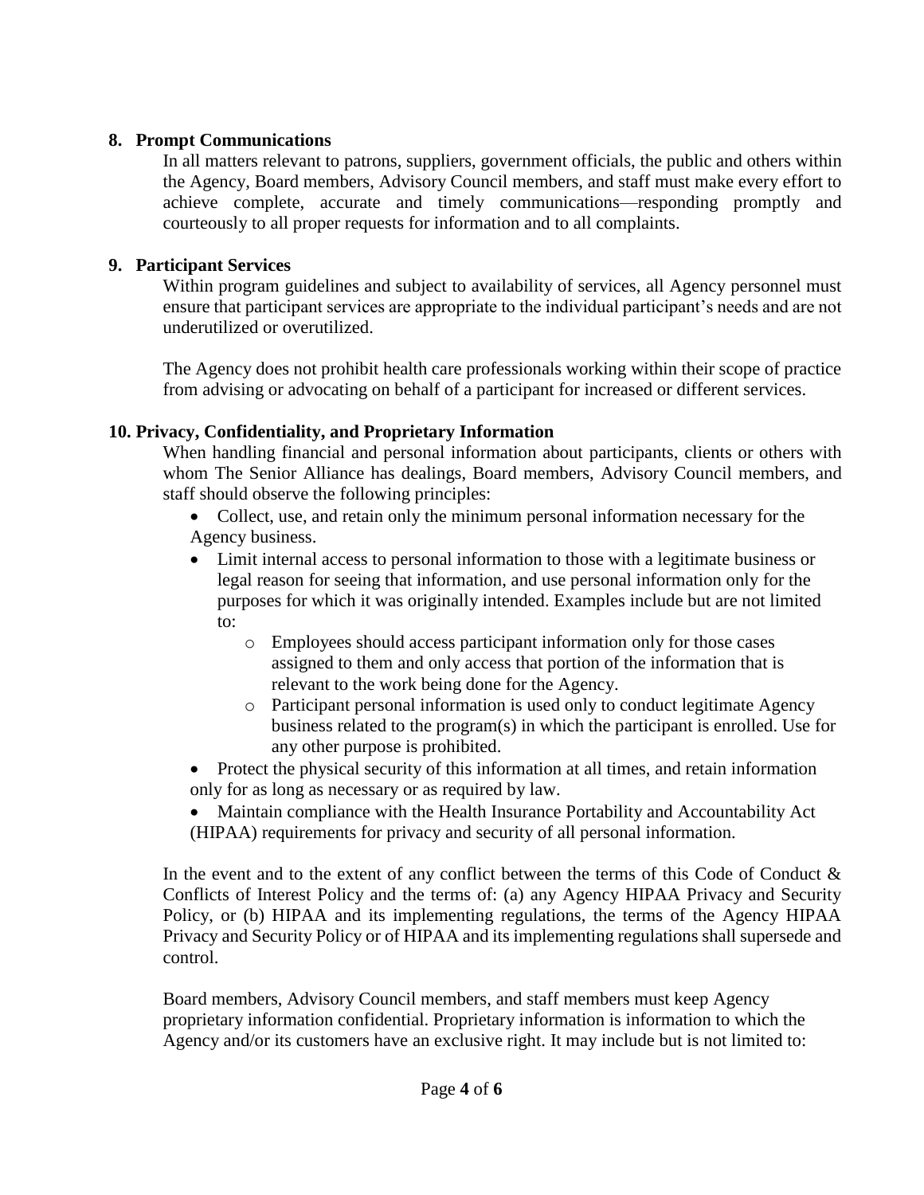**8. Prompt Communications**

In all matters relevant to patrons, suppliers, government officials, the public and others within the Agency, Board members, Advisory Council members, and staff must make every effort to achieve complete, accurate and timely communications—responding promptly and courteously to all proper requests for information and to all complaints.

**9. Participant Services**

Within program guidelines and subject to availability of services, all Agency personnel must ensure that participant services are appropriate to the individual participant's needs and are not underutilized or overutilized.

The Agency does not prohibit health care professionals working within their scope of practice from advising or advocating on behalf of a participant for increased or different services.

**10. Privacy, Confidentiality, and Proprietary Information**

When handling financial and personal information about participants, clients or others with whom The Senior Alliance has dealings, Board members, Advisory Council members, and staff should observe the following principles:

- Collect, use, and retain only the minimum personal information necessary for the Agency business.
- Limit internal access to personal information to those with a legitimate business or legal reason for seeing that information, and use personal information only for the purposes for which it was originally intended. Examples include but are not limited to:
  - Employees should access participant information only for those cases assigned to them and only access that portion of the information that is relevant to the work being done for the Agency.
  - Participant personal information is used only to conduct legitimate Agency business related to the program(s) in which the participant is enrolled. Use for any other purpose is prohibited.
- Protect the physical security of this information at all times, and retain information only for as long as necessary or as required by law.
- Maintain compliance with the Health Insurance Portability and Accountability Act (HIPAA) requirements for privacy and security of all personal information.

In the event and to the extent of any conflict between the terms of this Code of Conduct & Conflicts of Interest Policy and the terms of: (a) any Agency HIPAA Privacy and Security Policy, or (b) HIPAA and its implementing regulations, the terms of the Agency HIPAA Privacy and Security Policy or of HIPAA and its implementing regulations shall supersede and control.

Board members, Advisory Council members, and staff members must keep Agency proprietary information confidential. Proprietary information is information to which the Agency and/or its customers have an exclusive right. It may include but is not limited to: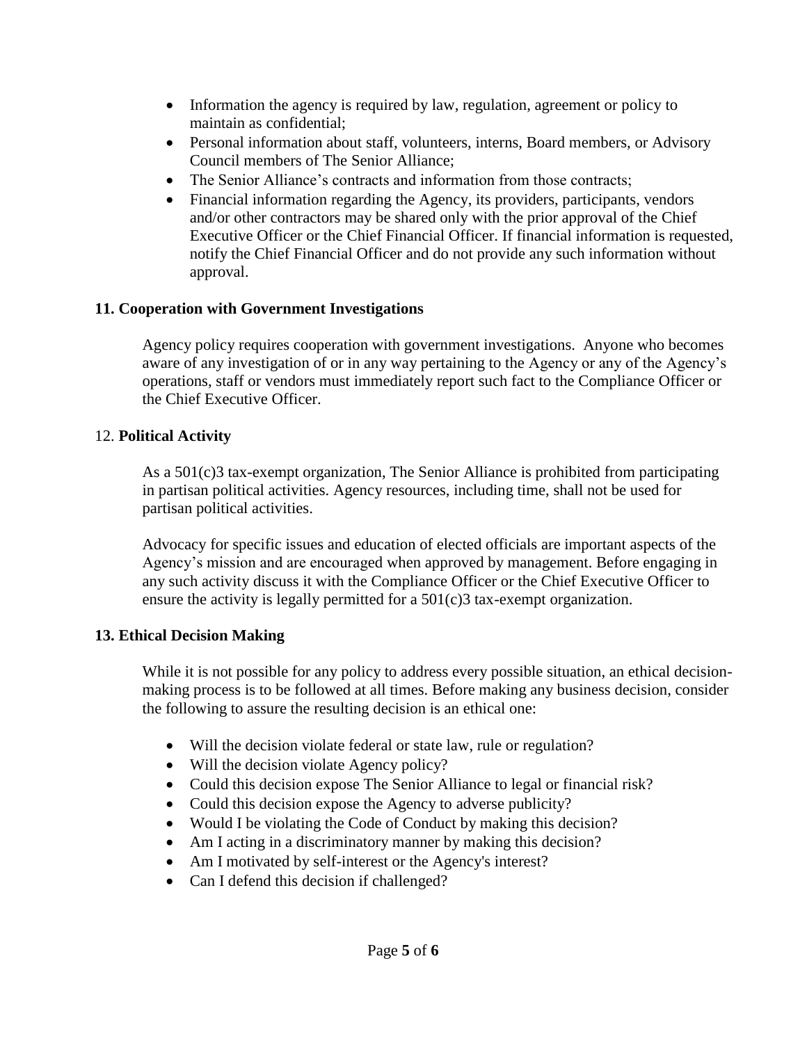- Information the agency is required by law, regulation, agreement or policy to maintain as confidential;
- Personal information about staff, volunteers, interns, Board members, or Advisory Council members of The Senior Alliance;
- The Senior Alliance's contracts and information from those contracts;
- Financial information regarding the Agency, its providers, participants, vendors and/or other contractors may be shared only with the prior approval of the Chief Executive Officer or the Chief Financial Officer. If financial information is requested, notify the Chief Financial Officer and do not provide any such information without approval.

### 11. Cooperation with Government Investigations

Agency policy requires cooperation with government investigations. Anyone who becomes aware of any investigation of or in any way pertaining to the Agency or any of the Agency's operations, staff or vendors must immediately report such fact to the Compliance Officer or the Chief Executive Officer.

### 12. **Political Activity**

As a 501(c)3 tax-exempt organization, The Senior Alliance is prohibited from participating in partisan political activities. Agency resources, including time, shall not be used for partisan political activities.

Advocacy for specific issues and education of elected officials are important aspects of the Agency's mission and are encouraged when approved by management. Before engaging in any such activity discuss it with the Compliance Officer or the Chief Executive Officer to ensure the activity is legally permitted for a 501(c)3 tax-exempt organization.

### 13. Ethical Decision Making

While it is not possible for any policy to address every possible situation, an ethical decision-making process is to be followed at all times. Before making any business decision, consider the following to assure the resulting decision is an ethical one:

- Will the decision violate federal or state law, rule or regulation?
- Will the decision violate Agency policy?
- Could this decision expose The Senior Alliance to legal or financial risk?
- Could this decision expose the Agency to adverse publicity?
- Would I be violating the Code of Conduct by making this decision?
- Am I acting in a discriminatory manner by making this decision?
- Am I motivated by self-interest or the Agency's interest?
- Can I defend this decision if challenged?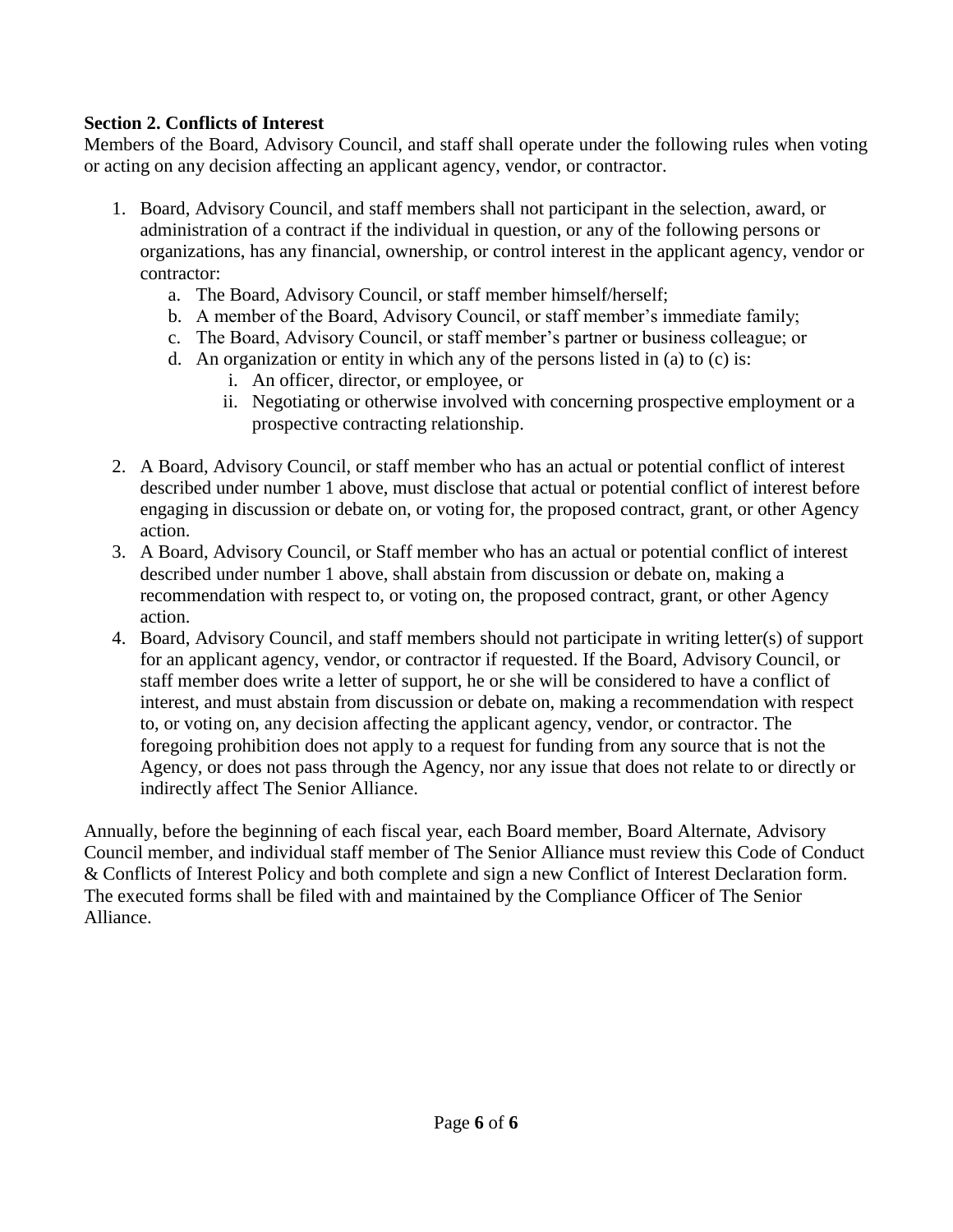**Section 2. Conflicts of Interest**

Members of the Board, Advisory Council, and staff shall operate under the following rules when voting or acting on any decision affecting an applicant agency, vendor, or contractor.

1. Board, Advisory Council, and staff members shall not participant in the selection, award, or administration of a contract if the individual in question, or any of the following persons or organizations, has any financial, ownership, or control interest in the applicant agency, vendor or contractor:
   a. The Board, Advisory Council, or staff member himself/herself;
   b. A member of the Board, Advisory Council, or staff member's immediate family;
   c. The Board, Advisory Council, or staff member's partner or business colleague; or
   d. An organization or entity in which any of the persons listed in (a) to (c) is:
      i. An officer, director, or employee, or
      ii. Negotiating or otherwise involved with concerning prospective employment or a prospective contracting relationship.

2. A Board, Advisory Council, or staff member who has an actual or potential conflict of interest described under number 1 above, must disclose that actual or potential conflict of interest before engaging in discussion or debate on, or voting for, the proposed contract, grant, or other Agency action.
3. A Board, Advisory Council, or Staff member who has an actual or potential conflict of interest described under number 1 above, shall abstain from discussion or debate on, making a recommendation with respect to, or voting on, the proposed contract, grant, or other Agency action.
4. Board, Advisory Council, and staff members should not participate in writing letter(s) of support for an applicant agency, vendor, or contractor if requested. If the Board, Advisory Council, or staff member does write a letter of support, he or she will be considered to have a conflict of interest, and must abstain from discussion or debate on, making a recommendation with respect to, or voting on, any decision affecting the applicant agency, vendor, or contractor. The foregoing prohibition does not apply to a request for funding from any source that is not the Agency, or does not pass through the Agency, nor any issue that does not relate to or directly or indirectly affect The Senior Alliance.

Annually, before the beginning of each fiscal year, each Board member, Board Alternate, Advisory Council member, and individual staff member of The Senior Alliance must review this Code of Conduct & Conflicts of Interest Policy and both complete and sign a new Conflict of Interest Declaration form. The executed forms shall be filed with and maintained by the Compliance Officer of The Senior Alliance.